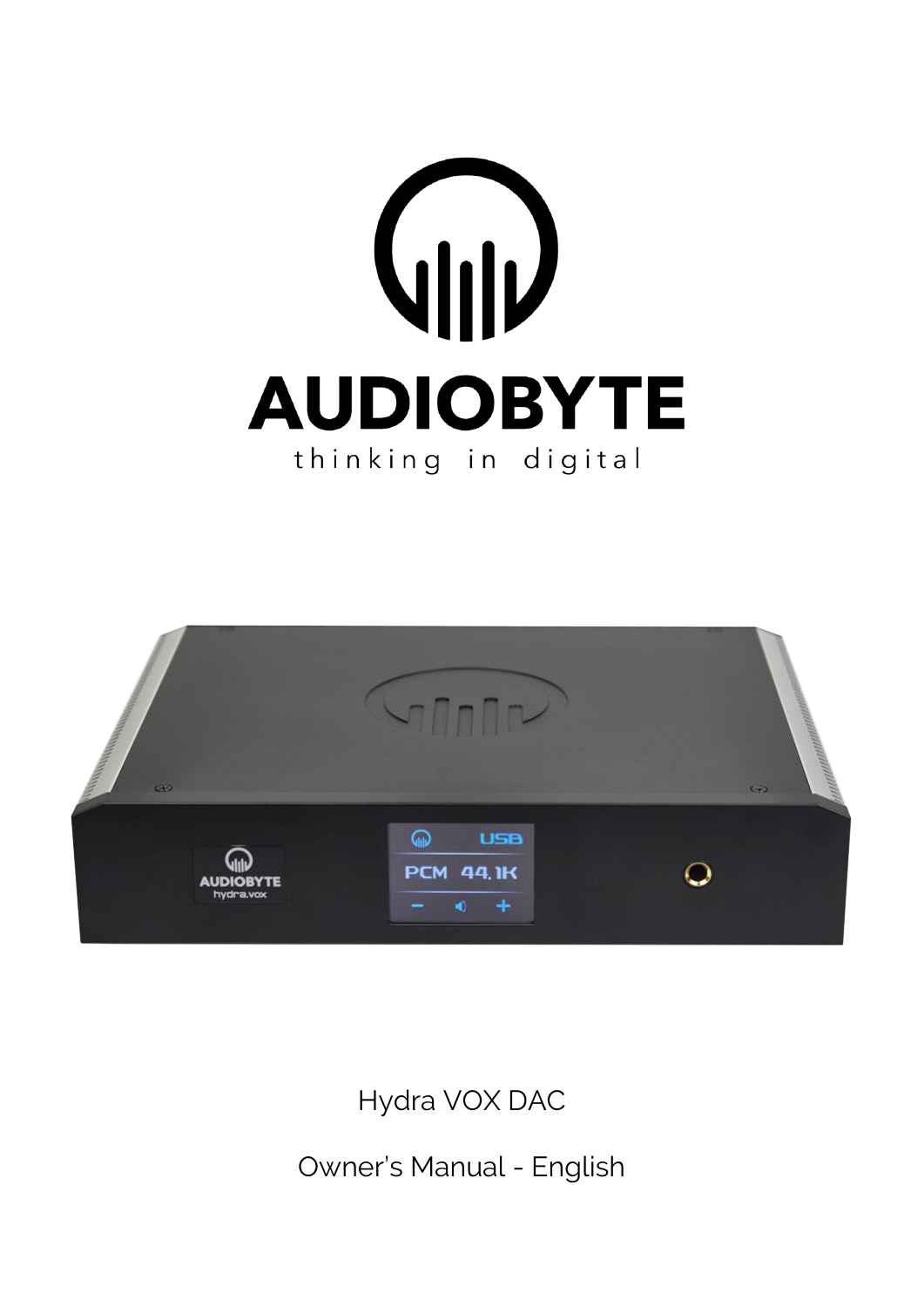# AUDIOBYTE

thinking in digital

Hydra VOX DAC

Owner's Manual - English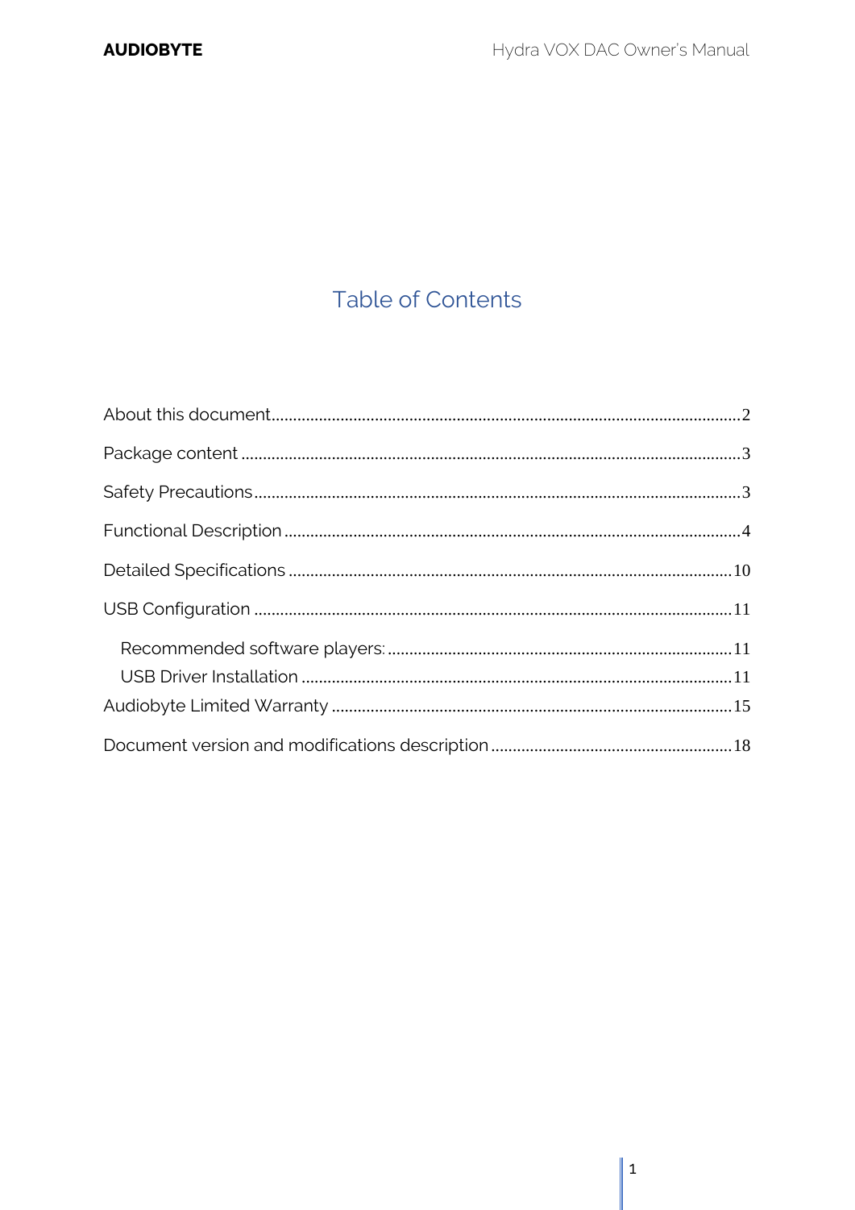# Table of Contents

About this document........................................................................................................2

Package content ..............................................................................................................3

Safety Precautions...........................................................................................................3

Functional Description ...................................................................................................4

Detailed Specifications ..................................................................................................10

USB Configuration .........................................................................................................11

- Recommended software players: ...........................................................................11
- USB Driver Installation ...............................................................................................11

Audiobyte Limited Warranty ........................................................................................15

Document version and modifications description ....................................................18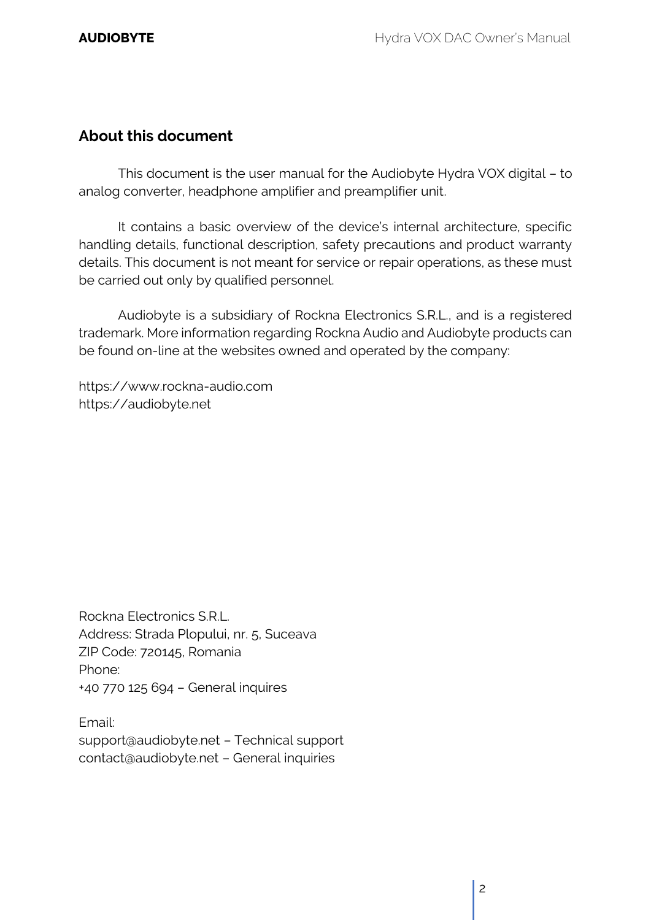## About this document

This document is the user manual for the Audiobyte Hydra VOX digital – to analog converter, headphone amplifier and preamplifier unit.

It contains a basic overview of the device's internal architecture, specific handling details, functional description, safety precautions and product warranty details. This document is not meant for service or repair operations, as these must be carried out only by qualified personnel.

Audiobyte is a subsidiary of Rockna Electronics S.R.L., and is a registered trademark. More information regarding Rockna Audio and Audiobyte products can be found on-line at the websites owned and operated by the company:

https://www.rockna-audio.com
https://audiobyte.net

Rockna Electronics S.R.L.
Address: Strada Plopului, nr. 5, Suceava
ZIP Code: 720145, Romania
Phone:
+40 770 125 694 – General inquires

Email:
support@audiobyte.net – Technical support
contact@audiobyte.net – General inquiries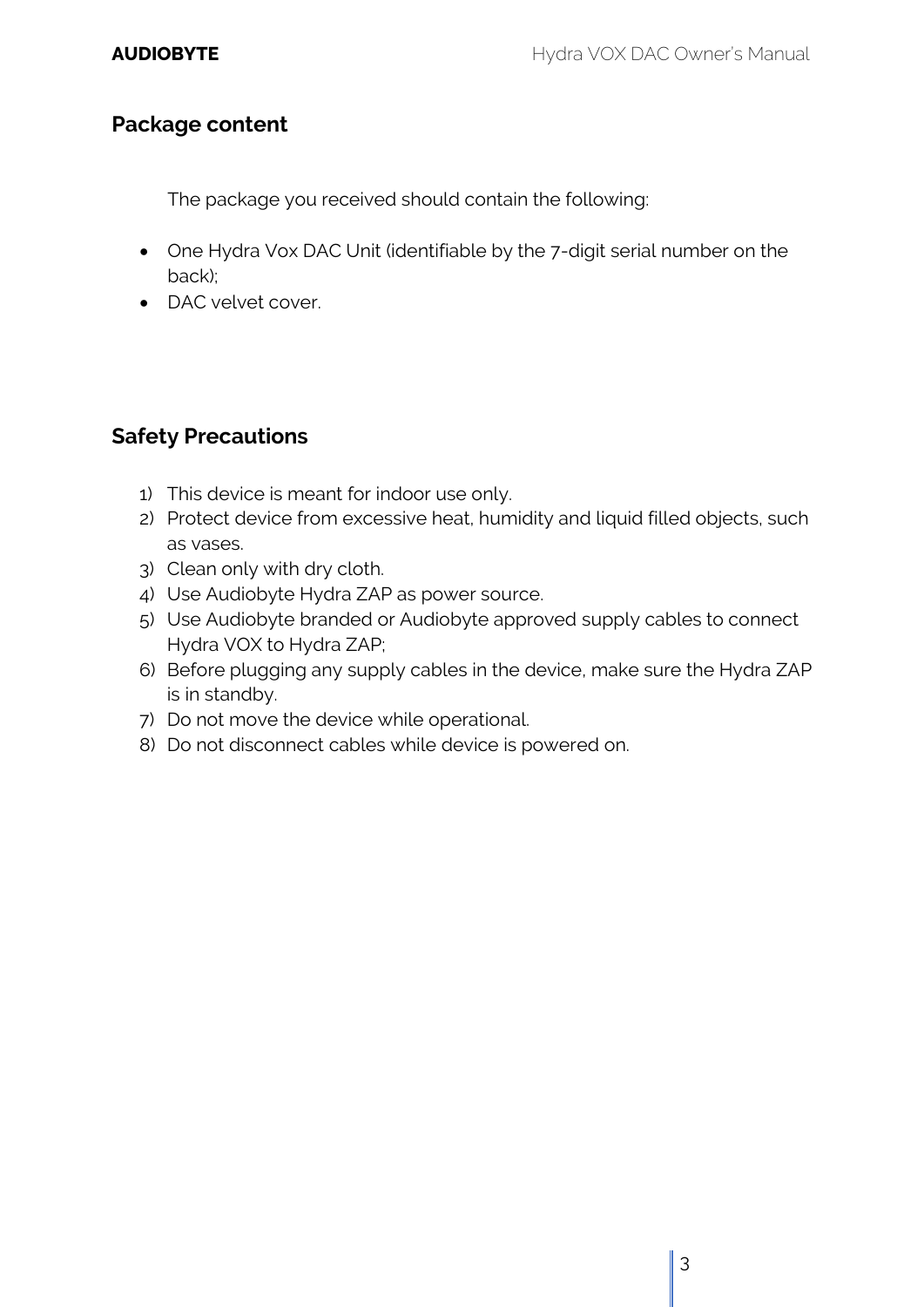## Package content

The package you received should contain the following:

- One Hydra Vox DAC Unit (identifiable by the 7-digit serial number on the back);
- DAC velvet cover.

## Safety Precautions

1) This device is meant for indoor use only.
2) Protect device from excessive heat, humidity and liquid filled objects, such as vases.
3) Clean only with dry cloth.
4) Use Audiobyte Hydra ZAP as power source.
5) Use Audiobyte branded or Audiobyte approved supply cables to connect Hydra VOX to Hydra ZAP;
6) Before plugging any supply cables in the device, make sure the Hydra ZAP is in standby.
7) Do not move the device while operational.
8) Do not disconnect cables while device is powered on.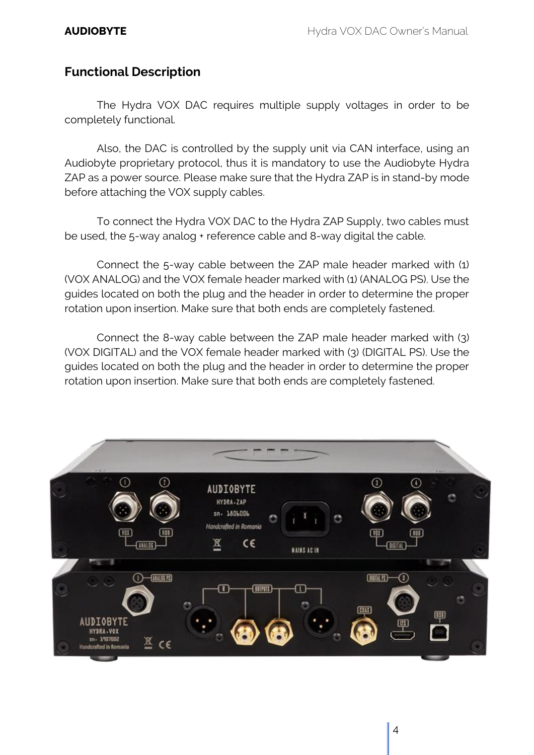## Functional Description

The Hydra VOX DAC requires multiple supply voltages in order to be completely functional.

Also, the DAC is controlled by the supply unit via CAN interface, using an Audiobyte proprietary protocol, thus it is mandatory to use the Audiobyte Hydra ZAP as a power source. Please make sure that the Hydra ZAP is in stand-by mode before attaching the VOX supply cables.

To connect the Hydra VOX DAC to the Hydra ZAP Supply, two cables must be used, the 5-way analog + reference cable and 8-way digital the cable.

Connect the 5-way cable between the ZAP male header marked with (1) (VOX ANALOG) and the VOX female header marked with (1) (ANALOG PS). Use the guides located on both the plug and the header in order to determine the proper rotation upon insertion. Make sure that both ends are completely fastened.

Connect the 8-way cable between the ZAP male header marked with (3) (VOX DIGITAL) and the VOX female header marked with (3) (DIGITAL PS). Use the guides located on both the plug and the header in order to determine the proper rotation upon insertion. Make sure that both ends are completely fastened.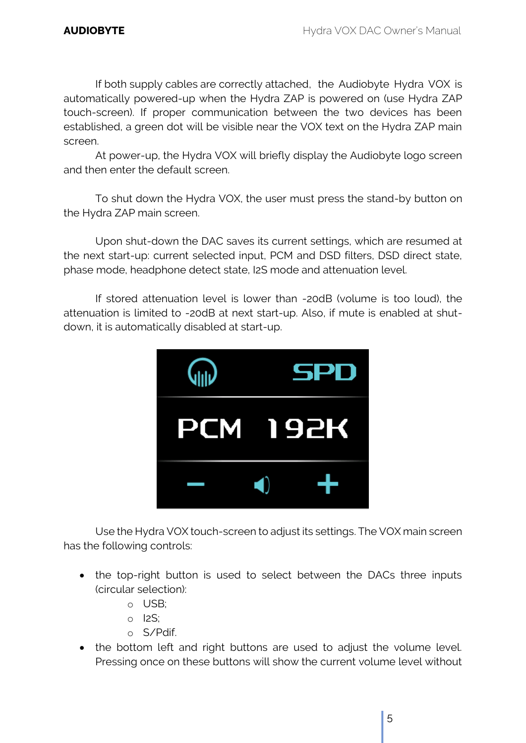If both supply cables are correctly attached, the Audiobyte Hydra VOX is automatically powered-up when the Hydra ZAP is powered on (use Hydra ZAP touch-screen). If proper communication between the two devices has been established, a green dot will be visible near the VOX text on the Hydra ZAP main screen.

At power-up, the Hydra VOX will briefly display the Audiobyte logo screen and then enter the default screen.

To shut down the Hydra VOX, the user must press the stand-by button on the Hydra ZAP main screen.

Upon shut-down the DAC saves its current settings, which are resumed at the next start-up: current selected input, PCM and DSD filters, DSD direct state, phase mode, headphone detect state, I2S mode and attenuation level.

If stored attenuation level is lower than -20dB (volume is too loud), the attenuation is limited to -20dB at next start-up. Also, if mute is enabled at shut-down, it is automatically disabled at start-up.

Use the Hydra VOX touch-screen to adjust its settings. The VOX main screen has the following controls:

- the top-right button is used to select between the DACs three inputs (circular selection):
  - USB;
  - I2S;
  - S/Pdif.
- the bottom left and right buttons are used to adjust the volume level. Pressing once on these buttons will show the current volume level without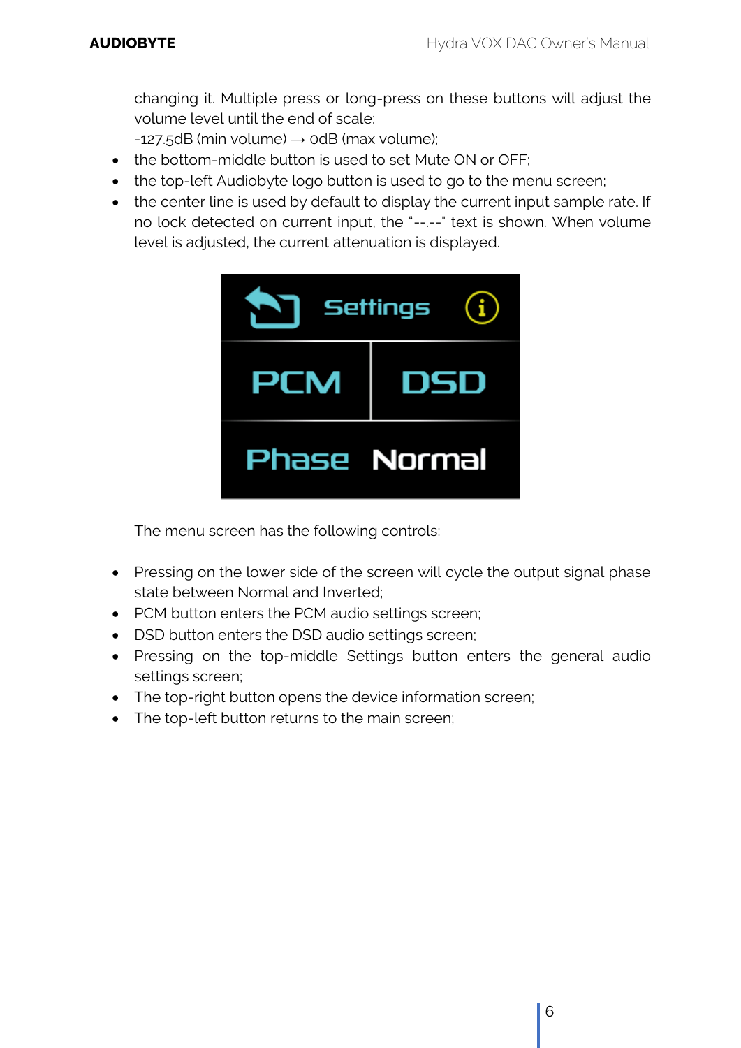changing it. Multiple press or long-press on these buttons will adjust the volume level until the end of scale:
-127.5dB (min volume) → 0dB (max volume);

- the bottom-middle button is used to set Mute ON or OFF;
- the top-left Audiobyte logo button is used to go to the menu screen;
- the center line is used by default to display the current input sample rate. If no lock detected on current input, the "--.--" text is shown. When volume level is adjusted, the current attenuation is displayed.

The menu screen has the following controls:

- Pressing on the lower side of the screen will cycle the output signal phase state between Normal and Inverted;
- PCM button enters the PCM audio settings screen;
- DSD button enters the DSD audio settings screen;
- Pressing on the top-middle Settings button enters the general audio settings screen;
- The top-right button opens the device information screen;
- The top-left button returns to the main screen;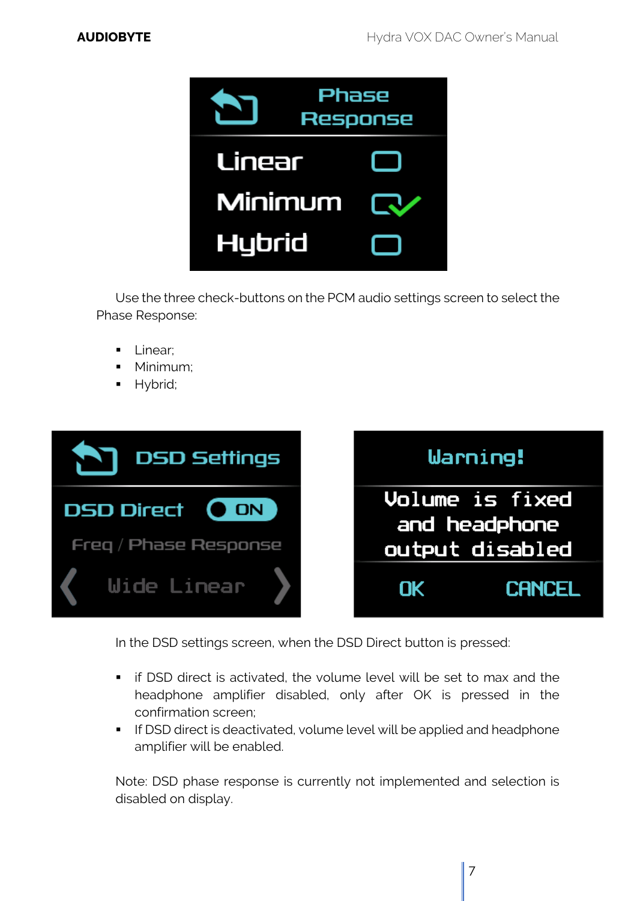Use the three check-buttons on the PCM audio settings screen to select the Phase Response:

- Linear;
- Minimum;
- Hybrid;

In the DSD settings screen, when the DSD Direct button is pressed:

- if DSD direct is activated, the volume level will be set to max and the headphone amplifier disabled, only after OK is pressed in the confirmation screen;
- If DSD direct is deactivated, volume level will be applied and headphone amplifier will be enabled.

Note: DSD phase response is currently not implemented and selection is disabled on display.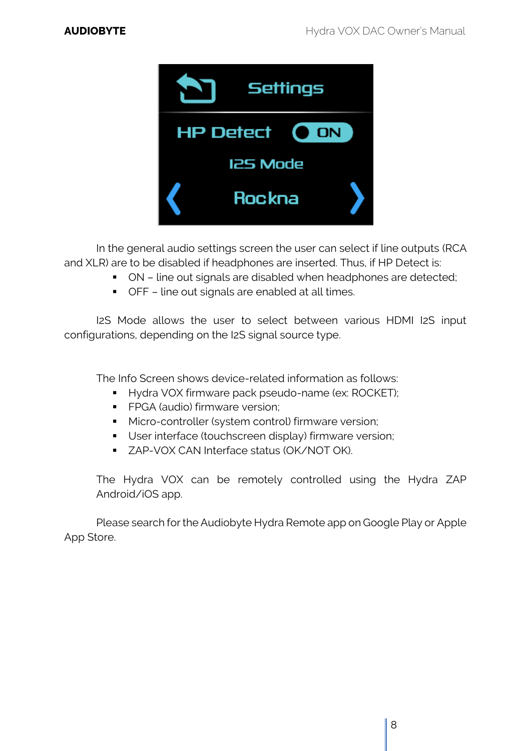In the general audio settings screen the user can select if line outputs (RCA and XLR) are to be disabled if headphones are inserted. Thus, if HP Detect is:

- ON – line out signals are disabled when headphones are detected;
- OFF – line out signals are enabled at all times.

I2S Mode allows the user to select between various HDMI I2S input configurations, depending on the I2S signal source type.

The Info Screen shows device-related information as follows:

- Hydra VOX firmware pack pseudo-name (ex: ROCKET);
- FPGA (audio) firmware version;
- Micro-controller (system control) firmware version;
- User interface (touchscreen display) firmware version;
- ZAP-VOX CAN Interface status (OK/NOT OK).

The Hydra VOX can be remotely controlled using the Hydra ZAP Android/iOS app.

Please search for the Audiobyte Hydra Remote app on Google Play or Apple App Store.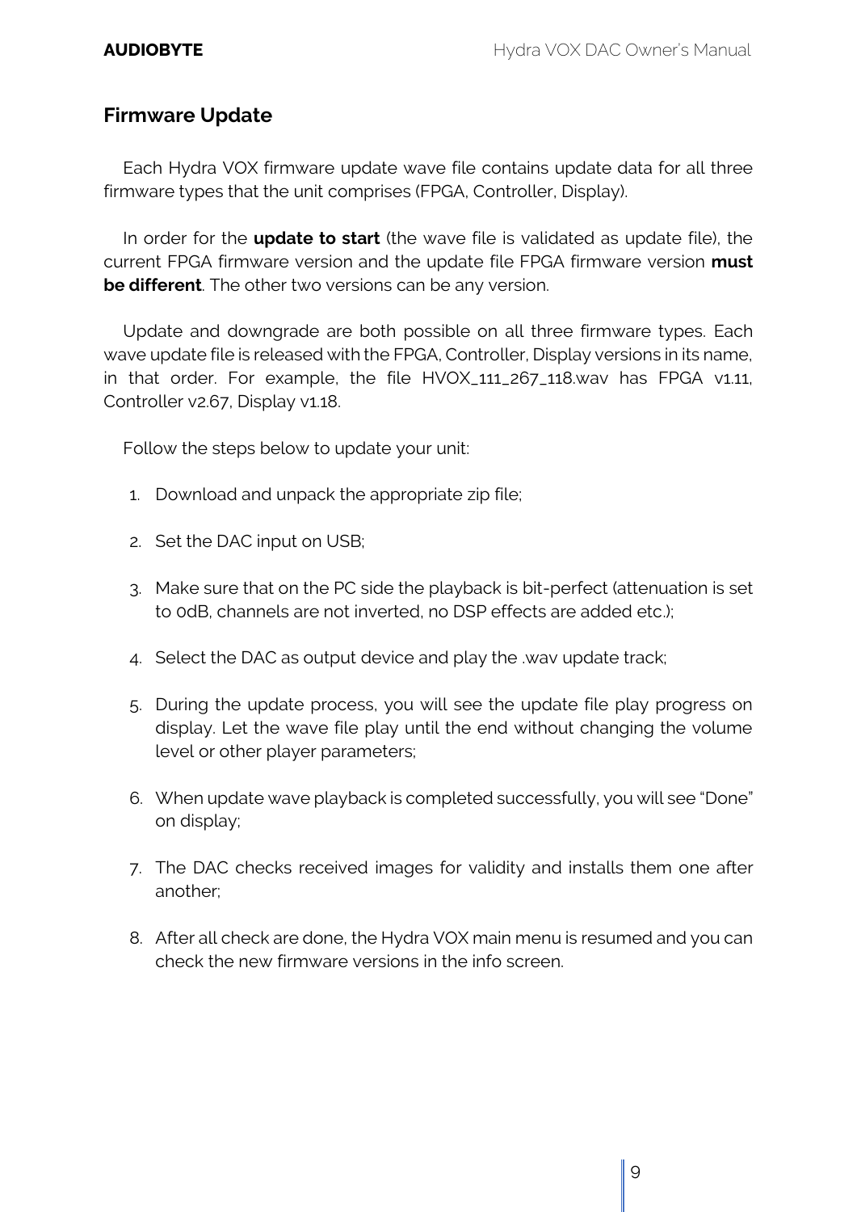## Firmware Update

Each Hydra VOX firmware update wave file contains update data for all three firmware types that the unit comprises (FPGA, Controller, Display).

In order for the **update to start** (the wave file is validated as update file), the current FPGA firmware version and the update file FPGA firmware version **must be different**. The other two versions can be any version.

Update and downgrade are both possible on all three firmware types. Each wave update file is released with the FPGA, Controller, Display versions in its name, in that order. For example, the file HVOX_111_267_118.wav has FPGA v1.11, Controller v2.67, Display v1.18.

Follow the steps below to update your unit:

1. Download and unpack the appropriate zip file;
2. Set the DAC input on USB;
3. Make sure that on the PC side the playback is bit-perfect (attenuation is set to 0dB, channels are not inverted, no DSP effects are added etc.);
4. Select the DAC as output device and play the .wav update track;
5. During the update process, you will see the update file play progress on display. Let the wave file play until the end without changing the volume level or other player parameters;
6. When update wave playback is completed successfully, you will see "Done" on display;
7. The DAC checks received images for validity and installs them one after another;
8. After all check are done, the Hydra VOX main menu is resumed and you can check the new firmware versions in the info screen.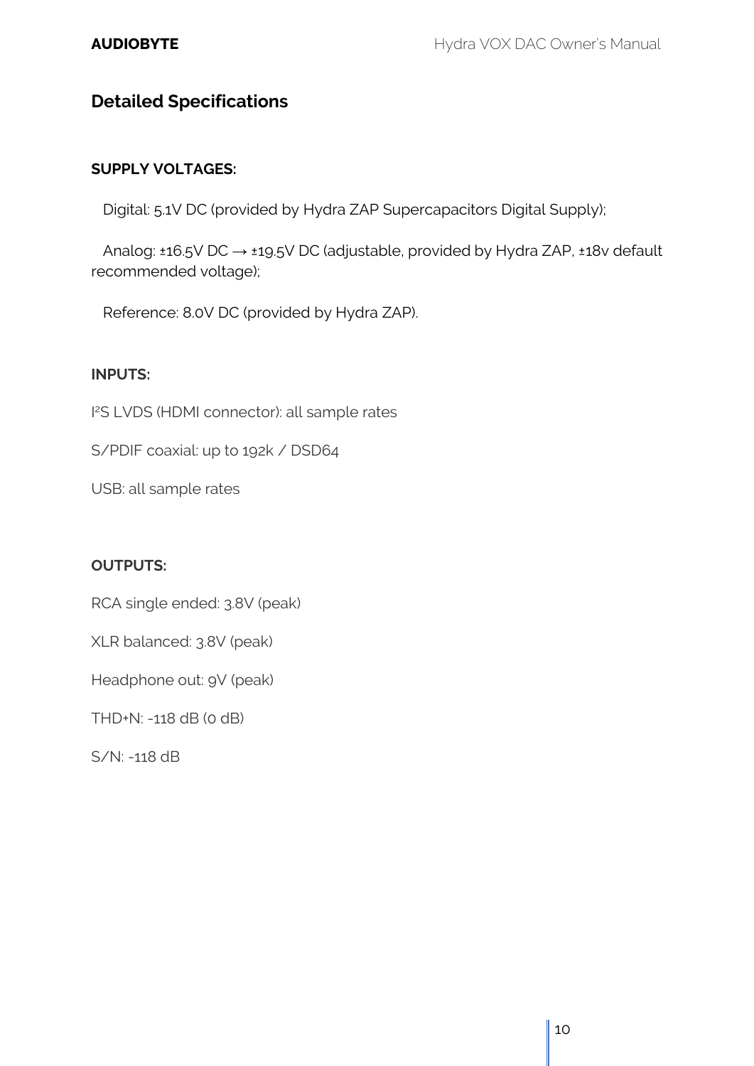## Detailed Specifications

**SUPPLY VOLTAGES:**

Digital: 5.1V DC (provided by Hydra ZAP Supercapacitors Digital Supply);

Analog: ±16.5V DC → ±19.5V DC (adjustable, provided by Hydra ZAP, ±18v default recommended voltage);

Reference: 8.0V DC (provided by Hydra ZAP).

**INPUTS:**

I²S LVDS (HDMI connector): all sample rates

S/PDIF coaxial: up to 192k / DSD64

USB: all sample rates

**OUTPUTS:**

RCA single ended: 3.8V (peak)

XLR balanced: 3.8V (peak)

Headphone out: 9V (peak)

THD+N: -118 dB (0 dB)

S/N: -118 dB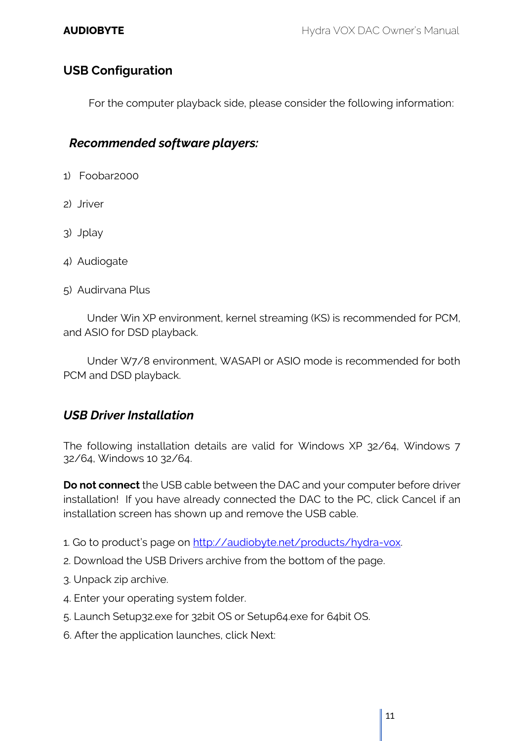## USB Configuration

For the computer playback side, please consider the following information:

### *Recommended software players:*

1) Foobar2000
2) Jriver
3) Jplay
4) Audiogate
5) Audirvana Plus

Under Win XP environment, kernel streaming (KS) is recommended for PCM, and ASIO for DSD playback.

Under W7/8 environment, WASAPI or ASIO mode is recommended for both PCM and DSD playback.

### *USB Driver Installation*

The following installation details are valid for Windows XP 32/64, Windows 7 32/64, Windows 10 32/64.

**Do not connect** the USB cable between the DAC and your computer before driver installation! If you have already connected the DAC to the PC, click Cancel if an installation screen has shown up and remove the USB cable.

1. Go to product's page on http://audiobyte.net/products/hydra-vox.
2. Download the USB Drivers archive from the bottom of the page.
3. Unpack zip archive.
4. Enter your operating system folder.
5. Launch Setup32.exe for 32bit OS or Setup64.exe for 64bit OS.
6. After the application launches, click Next: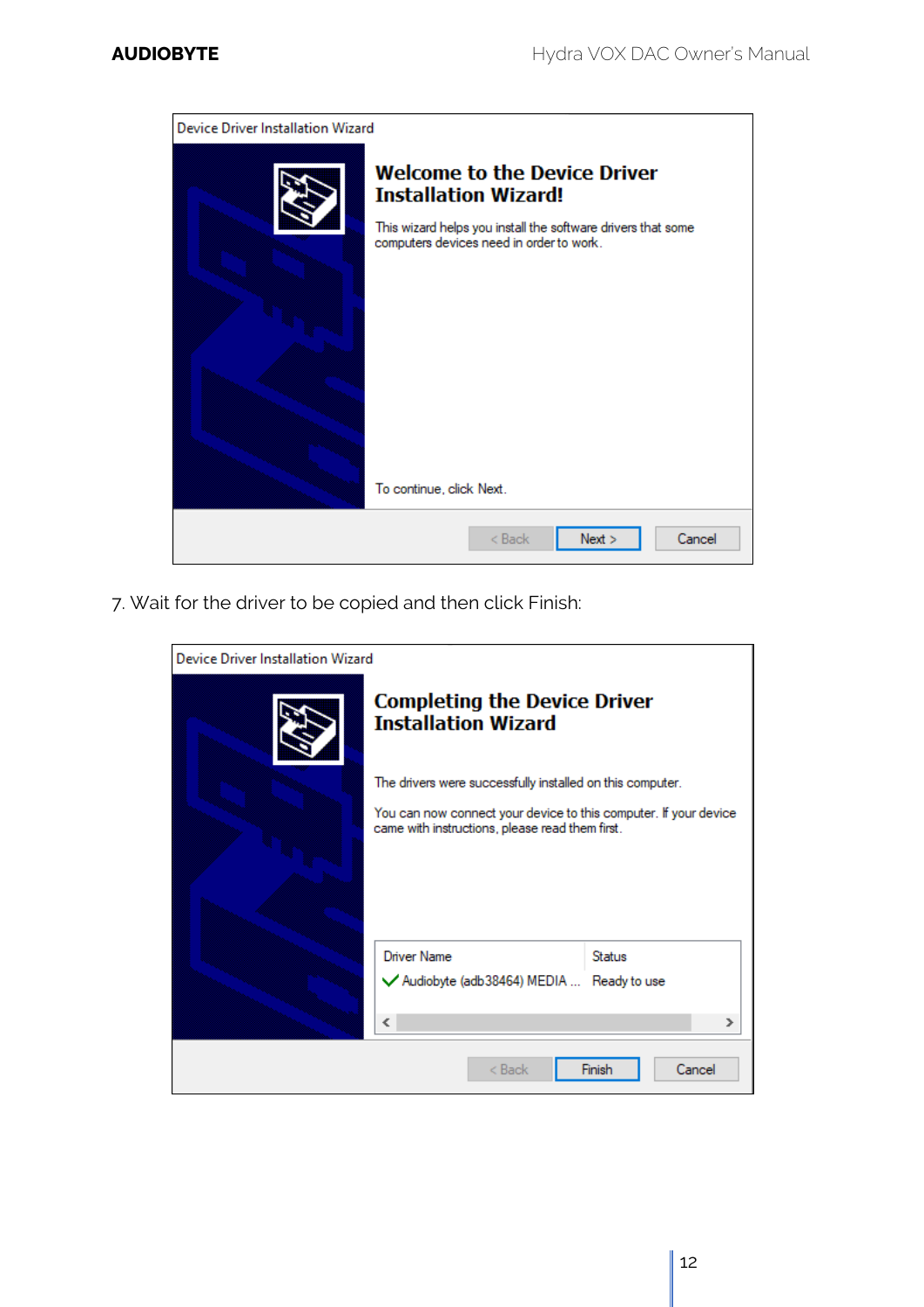Device Driver Installation Wizard

**Welcome to the Device Driver Installation Wizard!**

This wizard helps you install the software drivers that some computers devices need in order to work.

To continue, click Next.

< Back | Next > | Cancel

7. Wait for the driver to be copied and then click Finish:

Device Driver Installation Wizard

**Completing the Device Driver Installation Wizard**

The drivers were successfully installed on this computer.

You can now connect your device to this computer. If your device came with instructions, please read them first.

| Driver Name | Status |
| --- | --- |
| ✓ Audiobyte (adb38464) MEDIA ... | Ready to use |

< Back | Finish | Cancel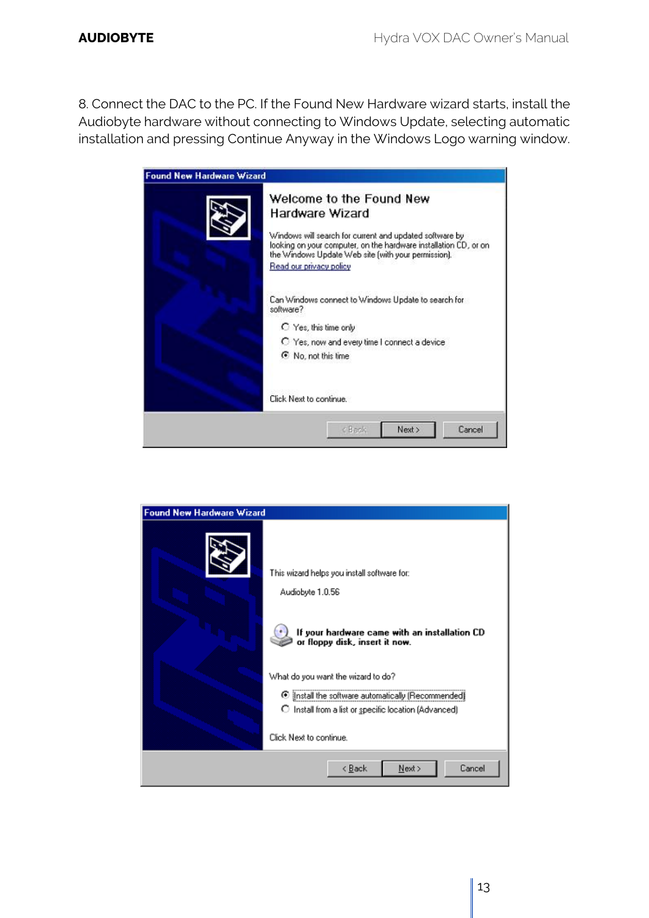8. Connect the DAC to the PC. If the Found New Hardware wizard starts, install the Audiobyte hardware without connecting to Windows Update, selecting automatic installation and pressing Continue Anyway in the Windows Logo warning window.

Found New Hardware Wizard

Welcome to the Found New Hardware Wizard

Windows will search for current and updated software by looking on your computer, on the hardware installation CD, or on the Windows Update Web site (with your permission).

Read our privacy policy

Can Windows connect to Windows Update to search for software?

- Yes, this time only
- Yes, now and every time I connect a device
- No, not this time

Click Next to continue.

< Back | Next > | Cancel

Found New Hardware Wizard

This wizard helps you install software for:

Audiobyte 1.0.56

**If your hardware came with an installation CD or floppy disk, insert it now.**

What do you want the wizard to do?

- Install the software automatically (Recommended)
- Install from a list or specific location (Advanced)

Click Next to continue.

< Back | Next > | Cancel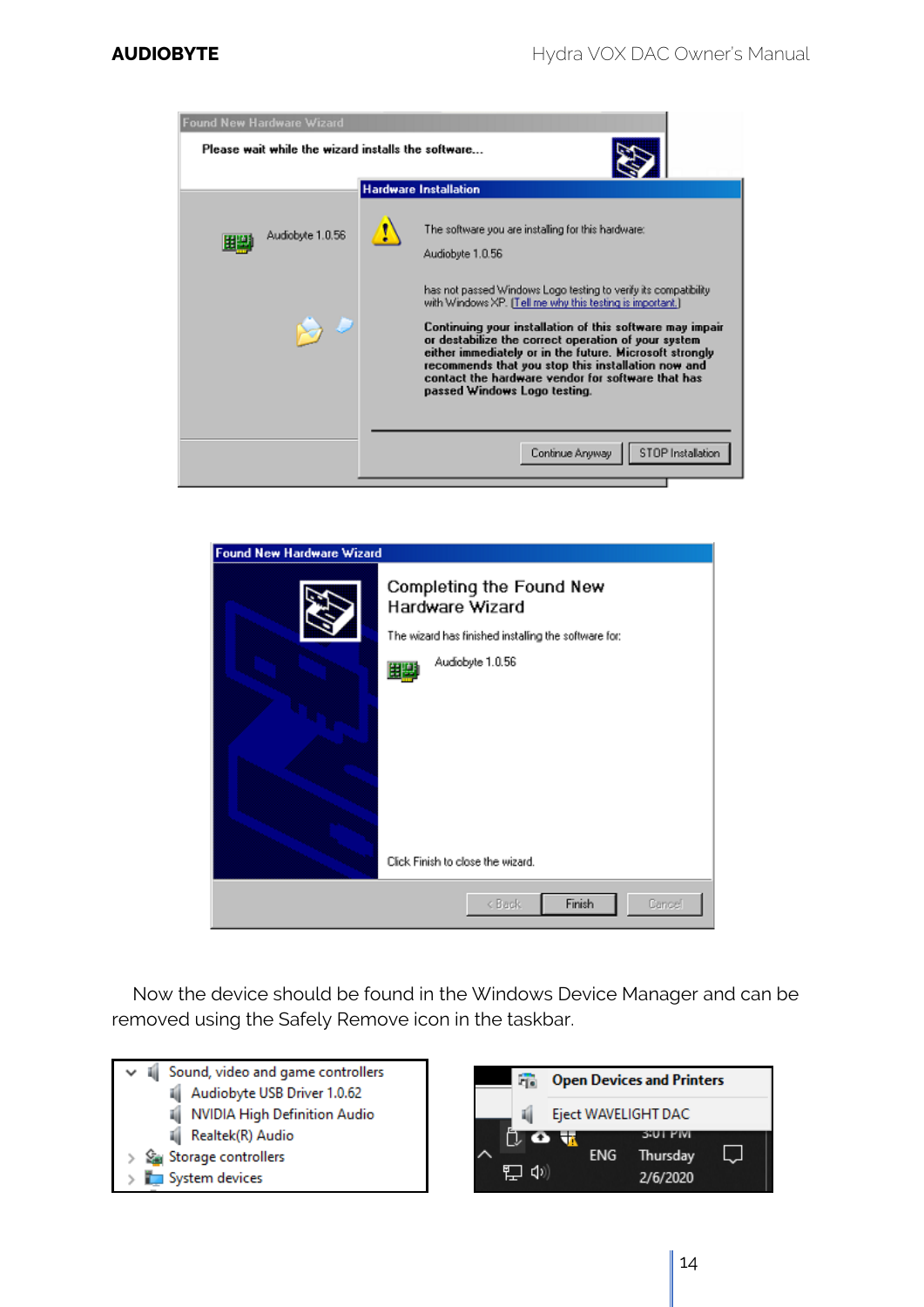Now the device should be found in the Windows Device Manager and can be removed using the Safely Remove icon in the taskbar.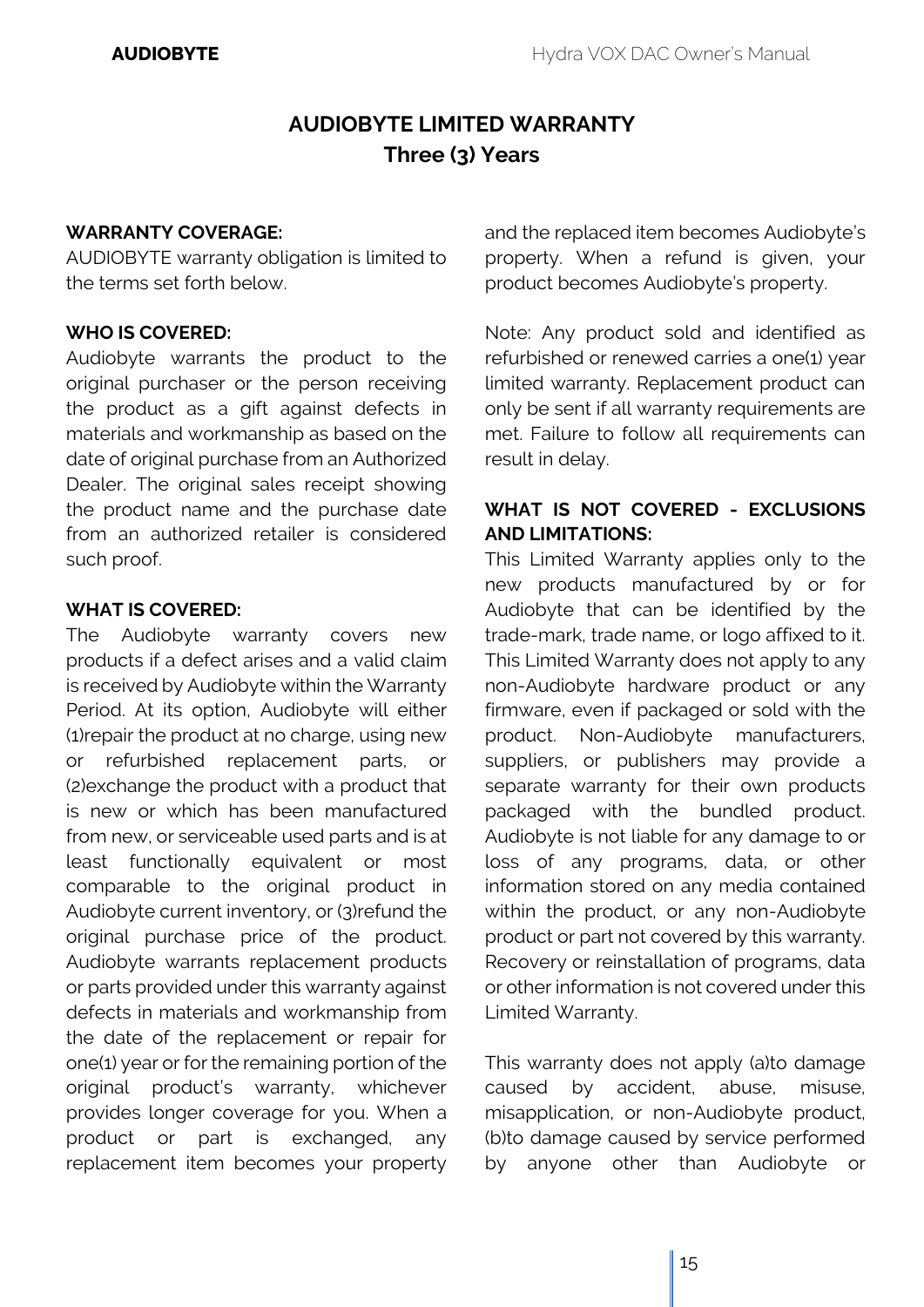# AUDIOBYTE LIMITED WARRANTY
## Three (3) Years

**WARRANTY COVERAGE:**
AUDIOBYTE warranty obligation is limited to the terms set forth below.

**WHO IS COVERED:**
Audiobyte warrants the product to the original purchaser or the person receiving the product as a gift against defects in materials and workmanship as based on the date of original purchase from an Authorized Dealer. The original sales receipt showing the product name and the purchase date from an authorized retailer is considered such proof.

**WHAT IS COVERED:**
The Audiobyte warranty covers new products if a defect arises and a valid claim is received by Audiobyte within the Warranty Period. At its option, Audiobyte will either (1)repair the product at no charge, using new or refurbished replacement parts, or (2)exchange the product with a product that is new or which has been manufactured from new, or serviceable used parts and is at least functionally equivalent or most comparable to the original product in Audiobyte current inventory, or (3)refund the original purchase price of the product. Audiobyte warrants replacement products or parts provided under this warranty against defects in materials and workmanship from the date of the replacement or repair for one(1) year or for the remaining portion of the original product's warranty, whichever provides longer coverage for you. When a product or part is exchanged, any replacement item becomes your property and the replaced item becomes Audiobyte's property. When a refund is given, your product becomes Audiobyte's property.

Note: Any product sold and identified as refurbished or renewed carries a one(1) year limited warranty. Replacement product can only be sent if all warranty requirements are met. Failure to follow all requirements can result in delay.

**WHAT IS NOT COVERED - EXCLUSIONS AND LIMITATIONS:**
This Limited Warranty applies only to the new products manufactured by or for Audiobyte that can be identified by the trade-mark, trade name, or logo affixed to it. This Limited Warranty does not apply to any non-Audiobyte hardware product or any firmware, even if packaged or sold with the product. Non-Audiobyte manufacturers, suppliers, or publishers may provide a separate warranty for their own products packaged with the bundled product. Audiobyte is not liable for any damage to or loss of any programs, data, or other information stored on any media contained within the product, or any non-Audiobyte product or part not covered by this warranty. Recovery or reinstallation of programs, data or other information is not covered under this Limited Warranty.

This warranty does not apply (a)to damage caused by accident, abuse, misuse, misapplication, or non-Audiobyte product, (b)to damage caused by service performed by anyone other than Audiobyte or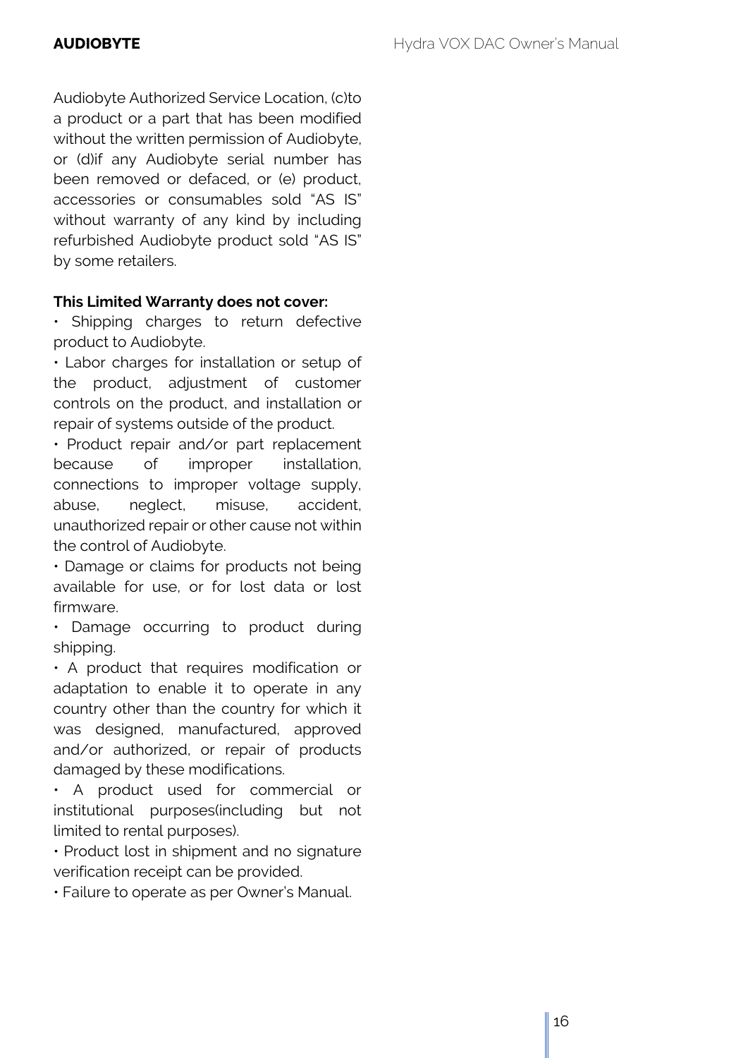Audiobyte Authorized Service Location, (c)to a product or a part that has been modified without the written permission of Audiobyte, or (d)if any Audiobyte serial number has been removed or defaced, or (e) product, accessories or consumables sold "AS IS" without warranty of any kind by including refurbished Audiobyte product sold "AS IS" by some retailers.

**This Limited Warranty does not cover:**

- Shipping charges to return defective product to Audiobyte.
- Labor charges for installation or setup of the product, adjustment of customer controls on the product, and installation or repair of systems outside of the product.
- Product repair and/or part replacement because of improper installation, connections to improper voltage supply, abuse, neglect, misuse, accident, unauthorized repair or other cause not within the control of Audiobyte.
- Damage or claims for products not being available for use, or for lost data or lost firmware.
- Damage occurring to product during shipping.
- A product that requires modification or adaptation to enable it to operate in any country other than the country for which it was designed, manufactured, approved and/or authorized, or repair of products damaged by these modifications.
- A product used for commercial or institutional purposes(including but not limited to rental purposes).
- Product lost in shipment and no signature verification receipt can be provided.
- Failure to operate as per Owner's Manual.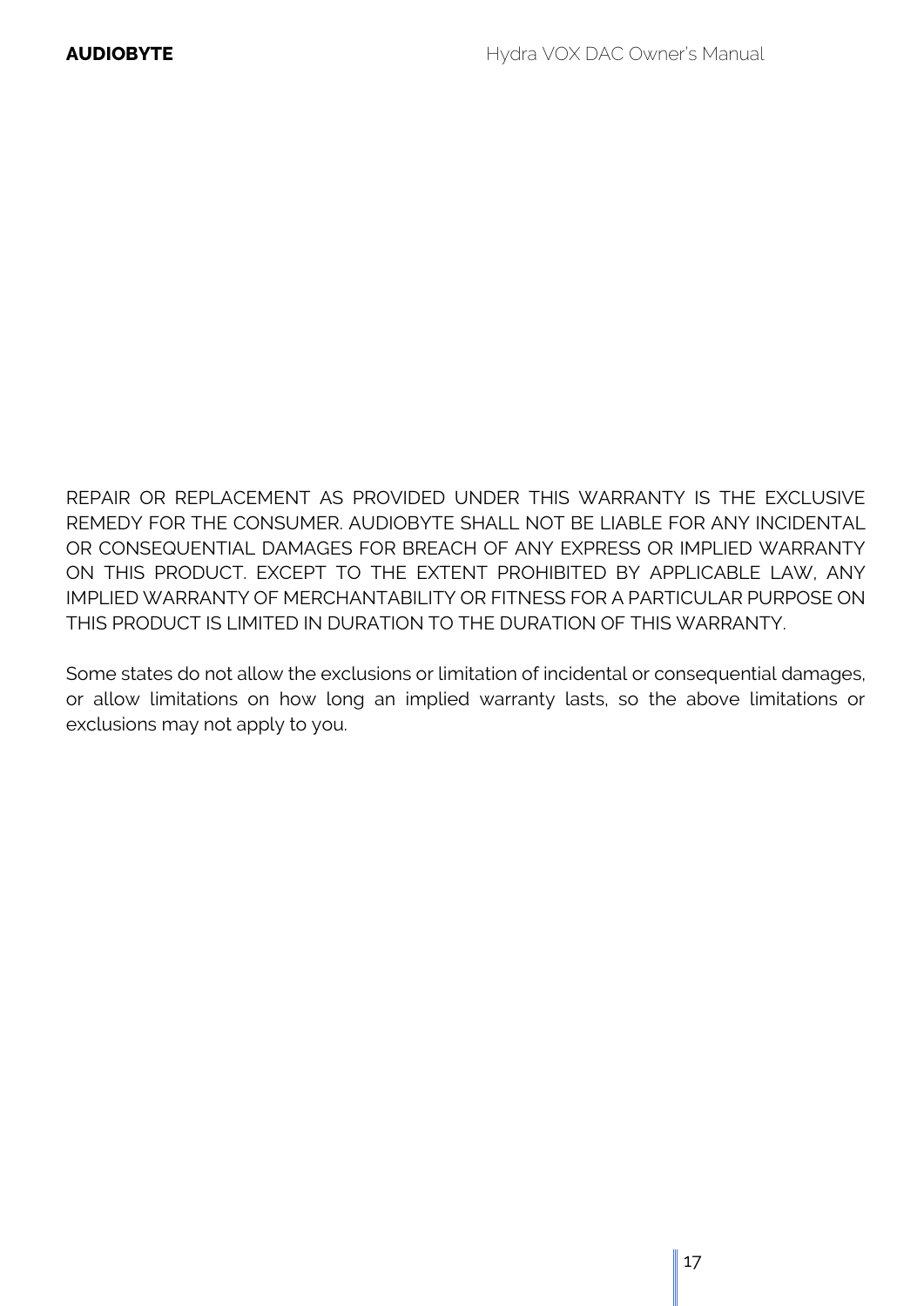REPAIR OR REPLACEMENT AS PROVIDED UNDER THIS WARRANTY IS THE EXCLUSIVE REMEDY FOR THE CONSUMER. AUDIOBYTE SHALL NOT BE LIABLE FOR ANY INCIDENTAL OR CONSEQUENTIAL DAMAGES FOR BREACH OF ANY EXPRESS OR IMPLIED WARRANTY ON THIS PRODUCT. EXCEPT TO THE EXTENT PROHIBITED BY APPLICABLE LAW, ANY IMPLIED WARRANTY OF MERCHANTABILITY OR FITNESS FOR A PARTICULAR PURPOSE ON THIS PRODUCT IS LIMITED IN DURATION TO THE DURATION OF THIS WARRANTY.

Some states do not allow the exclusions or limitation of incidental or consequential damages, or allow limitations on how long an implied warranty lasts, so the above limitations or exclusions may not apply to you.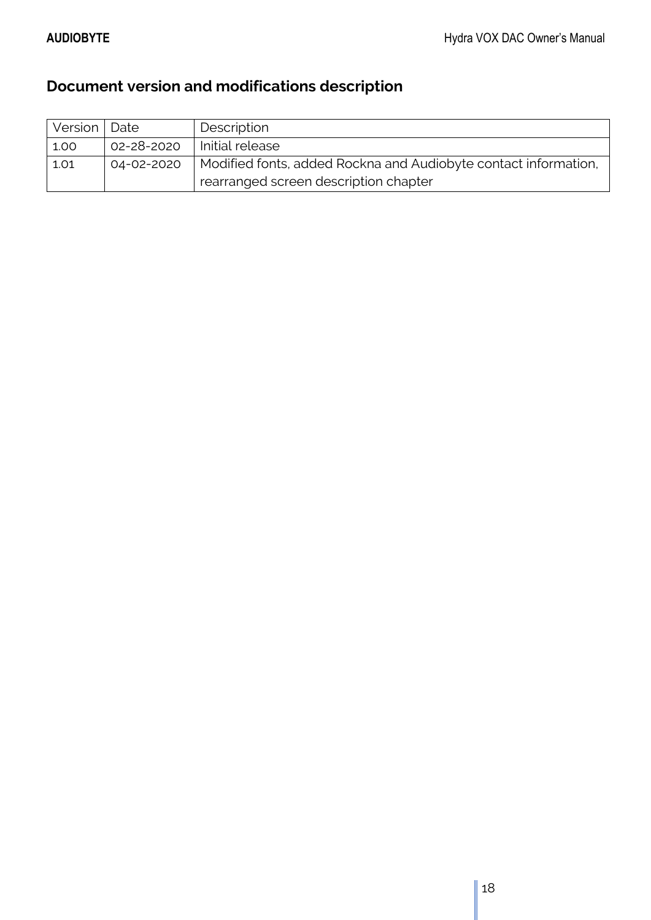## Document version and modifications description

| Version | Date | Description |
|---|---|---|
| 1.00 | 02-28-2020 | Initial release |
| 1.01 | 04-02-2020 | Modified fonts, added Rockna and Audiobyte contact information, rearranged screen description chapter |